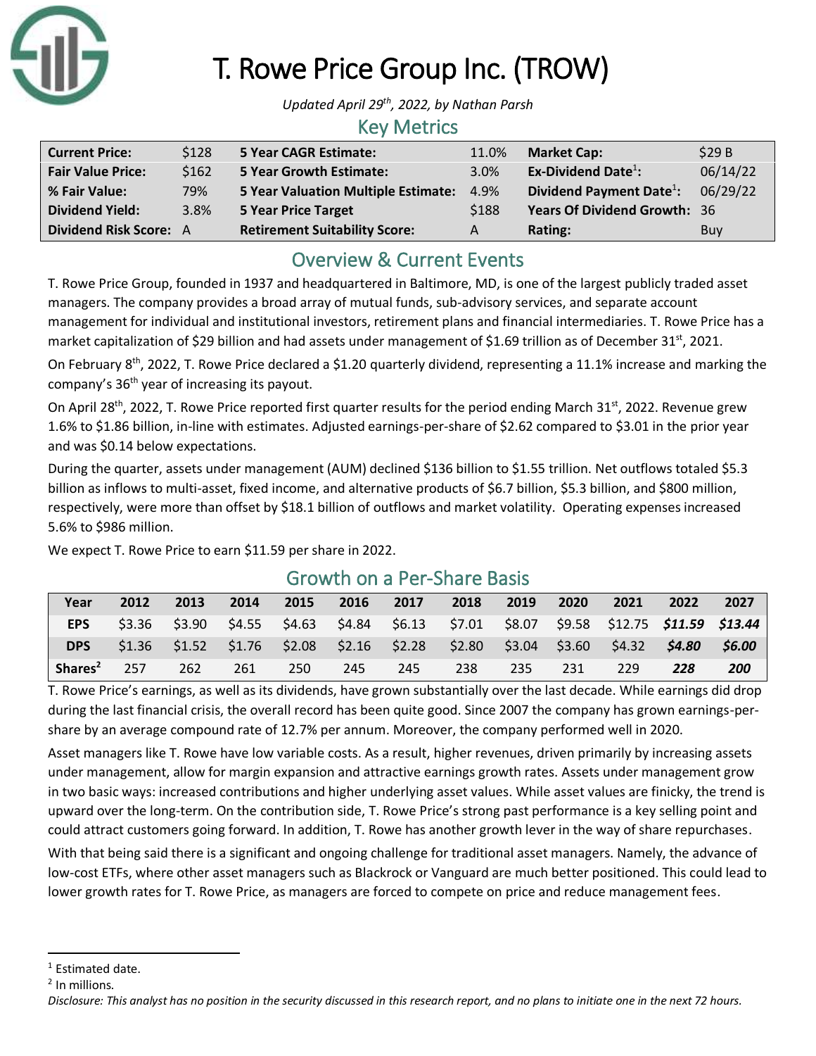# T. Rowe Price Group Inc. (TROW)

*Updated April 29th, 2022, by Nathan Parsh*

## Key Metrics

| | | | | | |
|---|---|---|---|---|---|
| **Current Price:** | $128 | **5 Year CAGR Estimate:** | 11.0% | **Market Cap:** | $29 B |
| **Fair Value Price:** | $162 | **5 Year Growth Estimate:** | 3.0% | **Ex-Dividend Date[1]:** | 06/14/22 |
| **% Fair Value:** | 79% | **5 Year Valuation Multiple Estimate:** | 4.9% | **Dividend Payment Date[1]:** | 06/29/22 |
| **Dividend Yield:** | 3.8% | **5 Year Price Target** | $188 | **Years Of Dividend Growth:** | 36 |
| **Dividend Risk Score:** | A | **Retirement Suitability Score:** | A | **Rating:** | Buy |

## Overview & Current Events

T. Rowe Price Group, founded in 1937 and headquartered in Baltimore, MD, is one of the largest publicly traded asset managers. The company provides a broad array of mutual funds, sub-advisory services, and separate account management for individual and institutional investors, retirement plans and financial intermediaries. T. Rowe Price has a market capitalization of $29 billion and had assets under management of $1.69 trillion as of December 31st, 2021.

On February 8th, 2022, T. Rowe Price declared a $1.20 quarterly dividend, representing a 11.1% increase and marking the company's 36th year of increasing its payout.

On April 28th, 2022, T. Rowe Price reported first quarter results for the period ending March 31st, 2022. Revenue grew 1.6% to $1.86 billion, in-line with estimates. Adjusted earnings-per-share of $2.62 compared to $3.01 in the prior year and was $0.14 below expectations.

During the quarter, assets under management (AUM) declined $136 billion to $1.55 trillion. Net outflows totaled $5.3 billion as inflows to multi-asset, fixed income, and alternative products of $6.7 billion, $5.3 billion, and $800 million, respectively, were more than offset by $18.1 billion of outflows and market volatility. Operating expenses increased 5.6% to $986 million.

We expect T. Rowe Price to earn $11.59 per share in 2022.

## Growth on a Per-Share Basis

| Year | 2012 | 2013 | 2014 | 2015 | 2016 | 2017 | 2018 | 2019 | 2020 | 2021 | 2022 | 2027 |
|---|---|---|---|---|---|---|---|---|---|---|---|---|
| **EPS** | $3.36 | $3.90 | $4.55 | $4.63 | $4.84 | $6.13 | $7.01 | $8.07 | $9.58 | $12.75 | ***$11.59*** | ***$13.44*** |
| **DPS** | $1.36 | $1.52 | $1.76 | $2.08 | $2.16 | $2.28 | $2.80 | $3.04 | $3.60 | $4.32 | ***$4.80*** | ***$6.00*** |
| **Shares[2]** | 257 | 262 | 261 | 250 | 245 | 245 | 238 | 235 | 231 | 229 | ***228*** | ***200*** |

T. Rowe Price's earnings, as well as its dividends, have grown substantially over the last decade. While earnings did drop during the last financial crisis, the overall record has been quite good. Since 2007 the company has grown earnings-per-share by an average compound rate of 12.7% per annum. Moreover, the company performed well in 2020.

Asset managers like T. Rowe have low variable costs. As a result, higher revenues, driven primarily by increasing assets under management, allow for margin expansion and attractive earnings growth rates. Assets under management grow in two basic ways: increased contributions and higher underlying asset values. While asset values are finicky, the trend is upward over the long-term. On the contribution side, T. Rowe Price's strong past performance is a key selling point and could attract customers going forward. In addition, T. Rowe has another growth lever in the way of share repurchases.

With that being said there is a significant and ongoing challenge for traditional asset managers. Namely, the advance of low-cost ETFs, where other asset managers such as Blackrock or Vanguard are much better positioned. This could lead to lower growth rates for T. Rowe Price, as managers are forced to compete on price and reduce management fees.

---

[1] Estimated date.

[2] In millions.

*Disclosure: This analyst has no position in the security discussed in this research report, and no plans to initiate one in the next 72 hours.*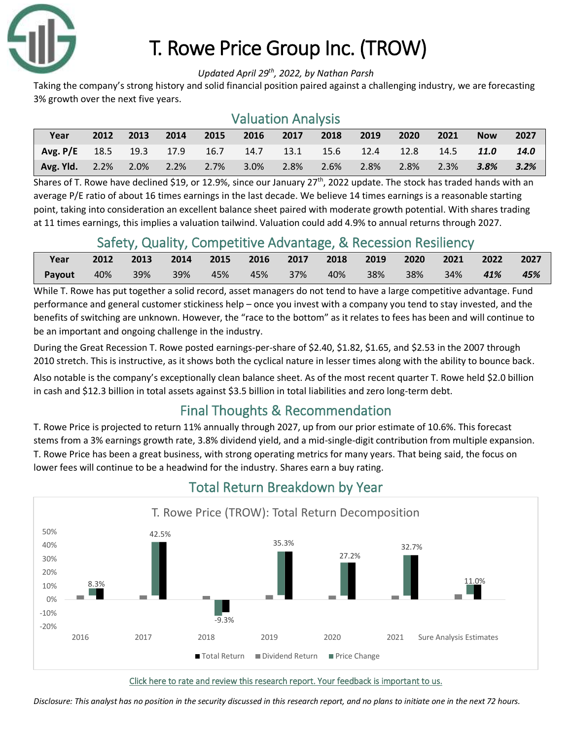# T. Rowe Price Group Inc. (TROW)

*Updated April 29th, 2022, by Nathan Parsh*

Taking the company's strong history and solid financial position paired against a challenging industry, we are forecasting 3% growth over the next five years.

## Valuation Analysis

| Year | 2012 | 2013 | 2014 | 2015 | 2016 | 2017 | 2018 | 2019 | 2020 | 2021 | Now | 2027 |
|---|---|---|---|---|---|---|---|---|---|---|---|---|
| Avg. P/E | 18.5 | 19.3 | 17.9 | 16.7 | 14.7 | 13.1 | 15.6 | 12.4 | 12.8 | 14.5 | ***11.0*** | ***14.0*** |
| Avg. Yld. | 2.2% | 2.0% | 2.2% | 2.7% | 3.0% | 2.8% | 2.6% | 2.8% | 2.8% | 2.3% | ***3.8%*** | ***3.2%*** |

Shares of T. Rowe have declined $19, or 12.9%, since our January 27th, 2022 update. The stock has traded hands with an average P/E ratio of about 16 times earnings in the last decade. We believe 14 times earnings is a reasonable starting point, taking into consideration an excellent balance sheet paired with moderate growth potential. With shares trading at 11 times earnings, this implies a valuation tailwind. Valuation could add 4.9% to annual returns through 2027.

## Safety, Quality, Competitive Advantage, & Recession Resiliency

| Year | 2012 | 2013 | 2014 | 2015 | 2016 | 2017 | 2018 | 2019 | 2020 | 2021 | 2022 | 2027 |
|---|---|---|---|---|---|---|---|---|---|---|---|---|
| Payout | 40% | 39% | 39% | 45% | 45% | 37% | 40% | 38% | 38% | 34% | ***41%*** | ***45%*** |

While T. Rowe has put together a solid record, asset managers do not tend to have a large competitive advantage. Fund performance and general customer stickiness help – once you invest with a company you tend to stay invested, and the benefits of switching are unknown. However, the "race to the bottom" as it relates to fees has been and will continue to be an important and ongoing challenge in the industry.

During the Great Recession T. Rowe posted earnings-per-share of $2.40, $1.82, $1.65, and $2.53 in the 2007 through 2010 stretch. This is instructive, as it shows both the cyclical nature in lesser times along with the ability to bounce back.

Also notable is the company's exceptionally clean balance sheet. As of the most recent quarter T. Rowe held $2.0 billion in cash and $12.3 billion in total assets against $3.5 billion in total liabilities and zero long-term debt.

## Final Thoughts & Recommendation

T. Rowe Price is projected to return 11% annually through 2027, up from our prior estimate of 10.6%. This forecast stems from a 3% earnings growth rate, 3.8% dividend yield, and a mid-single-digit contribution from multiple expansion. T. Rowe Price has been a great business, with strong operating metrics for many years. That being said, the focus on lower fees will continue to be a headwind for the industry. Shares earn a buy rating.

## Total Return Breakdown by Year

T. Rowe Price (TROW): Total Return Decomposition

Click here to rate and review this research report. Your feedback is important to us.

*Disclosure: This analyst has no position in the security discussed in this research report, and no plans to initiate one in the next 72 hours.*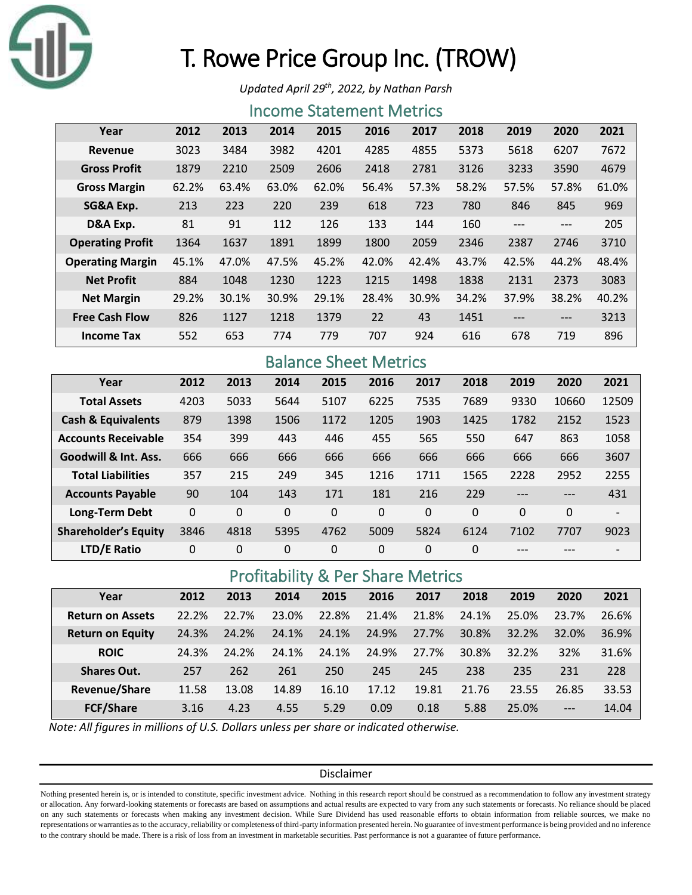# T. Rowe Price Group Inc. (TROW)

*Updated April 29th, 2022, by Nathan Parsh*

## Income Statement Metrics

| Year | 2012 | 2013 | 2014 | 2015 | 2016 | 2017 | 2018 | 2019 | 2020 | 2021 |
|---|---|---|---|---|---|---|---|---|---|---|
| Revenue | 3023 | 3484 | 3982 | 4201 | 4285 | 4855 | 5373 | 5618 | 6207 | 7672 |
| Gross Profit | 1879 | 2210 | 2509 | 2606 | 2418 | 2781 | 3126 | 3233 | 3590 | 4679 |
| Gross Margin | 62.2% | 63.4% | 63.0% | 62.0% | 56.4% | 57.3% | 58.2% | 57.5% | 57.8% | 61.0% |
| SG&A Exp. | 213 | 223 | 220 | 239 | 618 | 723 | 780 | 846 | 845 | 969 |
| D&A Exp. | 81 | 91 | 112 | 126 | 133 | 144 | 160 | --- | --- | 205 |
| Operating Profit | 1364 | 1637 | 1891 | 1899 | 1800 | 2059 | 2346 | 2387 | 2746 | 3710 |
| Operating Margin | 45.1% | 47.0% | 47.5% | 45.2% | 42.0% | 42.4% | 43.7% | 42.5% | 44.2% | 48.4% |
| Net Profit | 884 | 1048 | 1230 | 1223 | 1215 | 1498 | 1838 | 2131 | 2373 | 3083 |
| Net Margin | 29.2% | 30.1% | 30.9% | 29.1% | 28.4% | 30.9% | 34.2% | 37.9% | 38.2% | 40.2% |
| Free Cash Flow | 826 | 1127 | 1218 | 1379 | 22 | 43 | 1451 | --- | --- | 3213 |
| Income Tax | 552 | 653 | 774 | 779 | 707 | 924 | 616 | 678 | 719 | 896 |

## Balance Sheet Metrics

| Year | 2012 | 2013 | 2014 | 2015 | 2016 | 2017 | 2018 | 2019 | 2020 | 2021 |
|---|---|---|---|---|---|---|---|---|---|---|
| Total Assets | 4203 | 5033 | 5644 | 5107 | 6225 | 7535 | 7689 | 9330 | 10660 | 12509 |
| Cash & Equivalents | 879 | 1398 | 1506 | 1172 | 1205 | 1903 | 1425 | 1782 | 2152 | 1523 |
| Accounts Receivable | 354 | 399 | 443 | 446 | 455 | 565 | 550 | 647 | 863 | 1058 |
| Goodwill & Int. Ass. | 666 | 666 | 666 | 666 | 666 | 666 | 666 | 666 | 666 | 3607 |
| Total Liabilities | 357 | 215 | 249 | 345 | 1216 | 1711 | 1565 | 2228 | 2952 | 2255 |
| Accounts Payable | 90 | 104 | 143 | 171 | 181 | 216 | 229 | --- | --- | 431 |
| Long-Term Debt | 0 | 0 | 0 | 0 | 0 | 0 | 0 | 0 | 0 | - |
| Shareholder's Equity | 3846 | 4818 | 5395 | 4762 | 5009 | 5824 | 6124 | 7102 | 7707 | 9023 |
| LTD/E Ratio | 0 | 0 | 0 | 0 | 0 | 0 | 0 | --- | --- | - |

## Profitability & Per Share Metrics

| Year | 2012 | 2013 | 2014 | 2015 | 2016 | 2017 | 2018 | 2019 | 2020 | 2021 |
|---|---|---|---|---|---|---|---|---|---|---|
| Return on Assets | 22.2% | 22.7% | 23.0% | 22.8% | 21.4% | 21.8% | 24.1% | 25.0% | 23.7% | 26.6% |
| Return on Equity | 24.3% | 24.2% | 24.1% | 24.1% | 24.9% | 27.7% | 30.8% | 32.2% | 32.0% | 36.9% |
| ROIC | 24.3% | 24.2% | 24.1% | 24.1% | 24.9% | 27.7% | 30.8% | 32.2% | 32% | 31.6% |
| Shares Out. | 257 | 262 | 261 | 250 | 245 | 245 | 238 | 235 | 231 | 228 |
| Revenue/Share | 11.58 | 13.08 | 14.89 | 16.10 | 17.12 | 19.81 | 21.76 | 23.55 | 26.85 | 33.53 |
| FCF/Share | 3.16 | 4.23 | 4.55 | 5.29 | 0.09 | 0.18 | 5.88 | 25.0% | --- | 14.04 |

*Note: All figures in millions of U.S. Dollars unless per share or indicated otherwise.*

Disclaimer

Nothing presented herein is, or is intended to constitute, specific investment advice. Nothing in this research report should be construed as a recommendation to follow any investment strategy or allocation. Any forward-looking statements or forecasts are based on assumptions and actual results are expected to vary from any such statements or forecasts. No reliance should be placed on any such statements or forecasts when making any investment decision. While Sure Dividend has used reasonable efforts to obtain information from reliable sources, we make no representations or warranties as to the accuracy, reliability or completeness of third-party information presented herein. No guarantee of investment performance is being provided and no inference to the contrary should be made. There is a risk of loss from an investment in marketable securities. Past performance is not a guarantee of future performance.